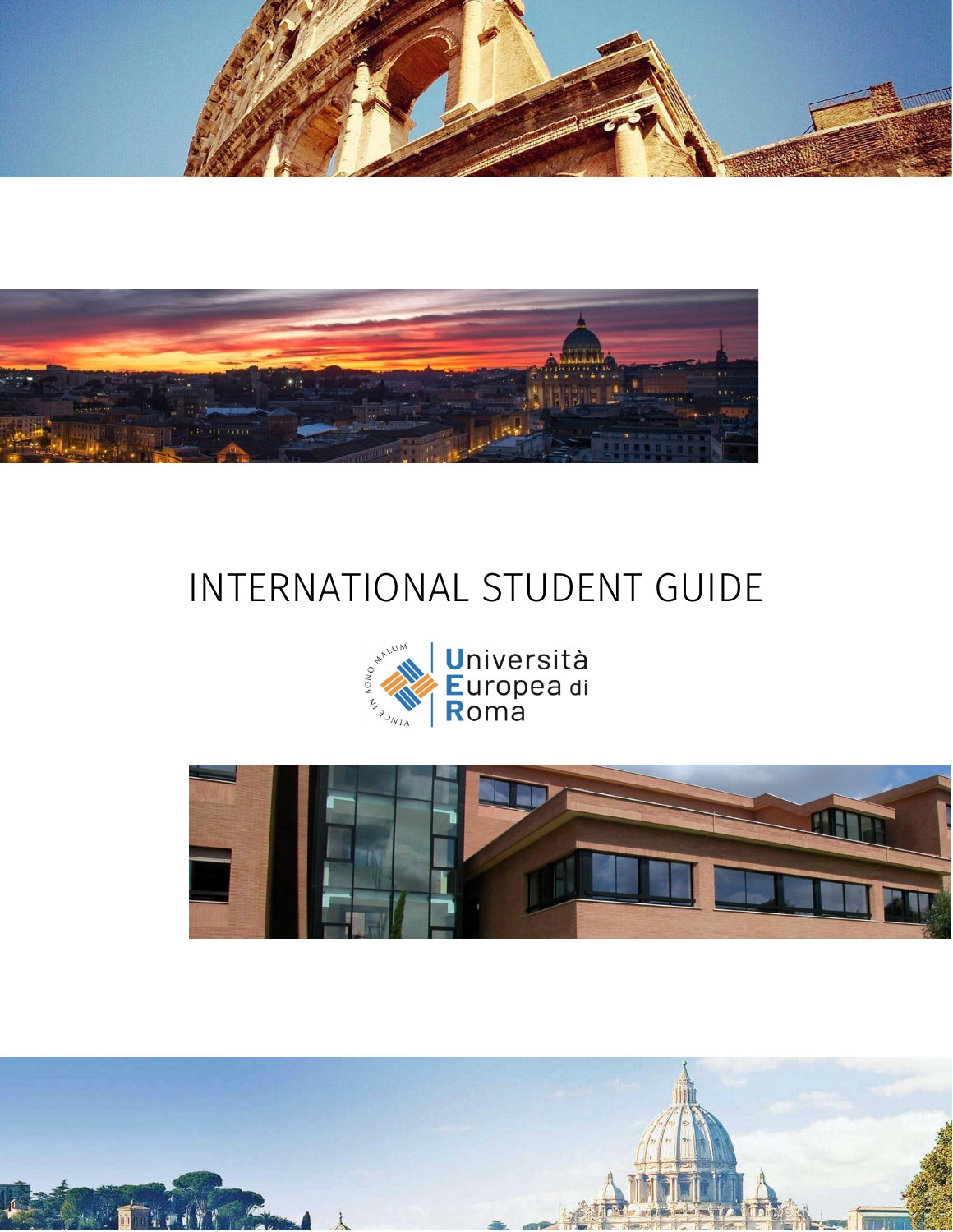# INTERNATIONAL STUDENT GUIDE

Università Europea di Roma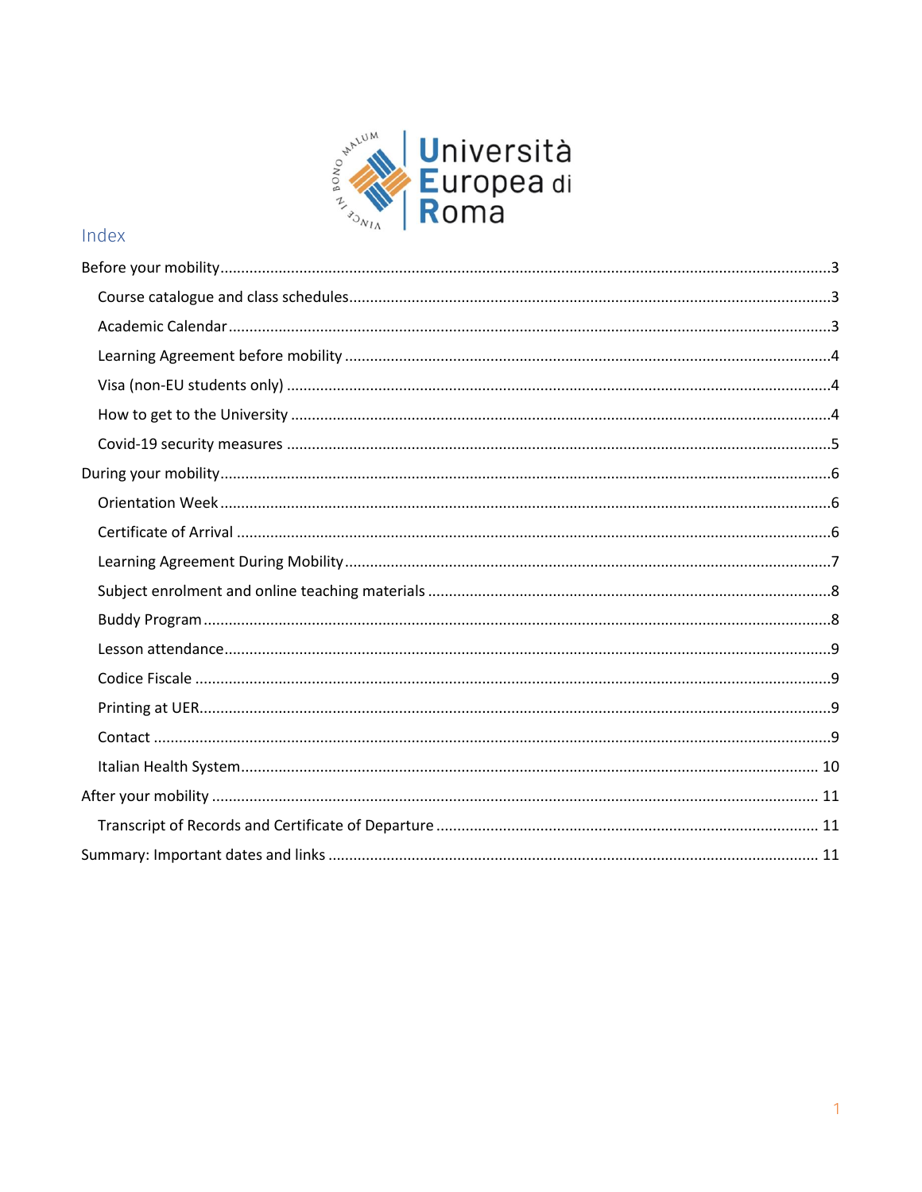## Index

- Before your mobility ... 3
  - Course catalogue and class schedules ... 3
  - Academic Calendar ... 3
  - Learning Agreement before mobility ... 4
  - Visa (non-EU students only) ... 4
  - How to get to the University ... 4
  - Covid-19 security measures ... 5
- During your mobility ... 6
  - Orientation Week ... 6
  - Certificate of Arrival ... 6
  - Learning Agreement During Mobility ... 7
  - Subject enrolment and online teaching materials ... 8
  - Buddy Program ... 8
  - Lesson attendance ... 9
  - Codice Fiscale ... 9
  - Printing at UER ... 9
  - Contact ... 9
  - Italian Health System ... 10
- After your mobility ... 11
  - Transcript of Records and Certificate of Departure ... 11
- Summary: Important dates and links ... 11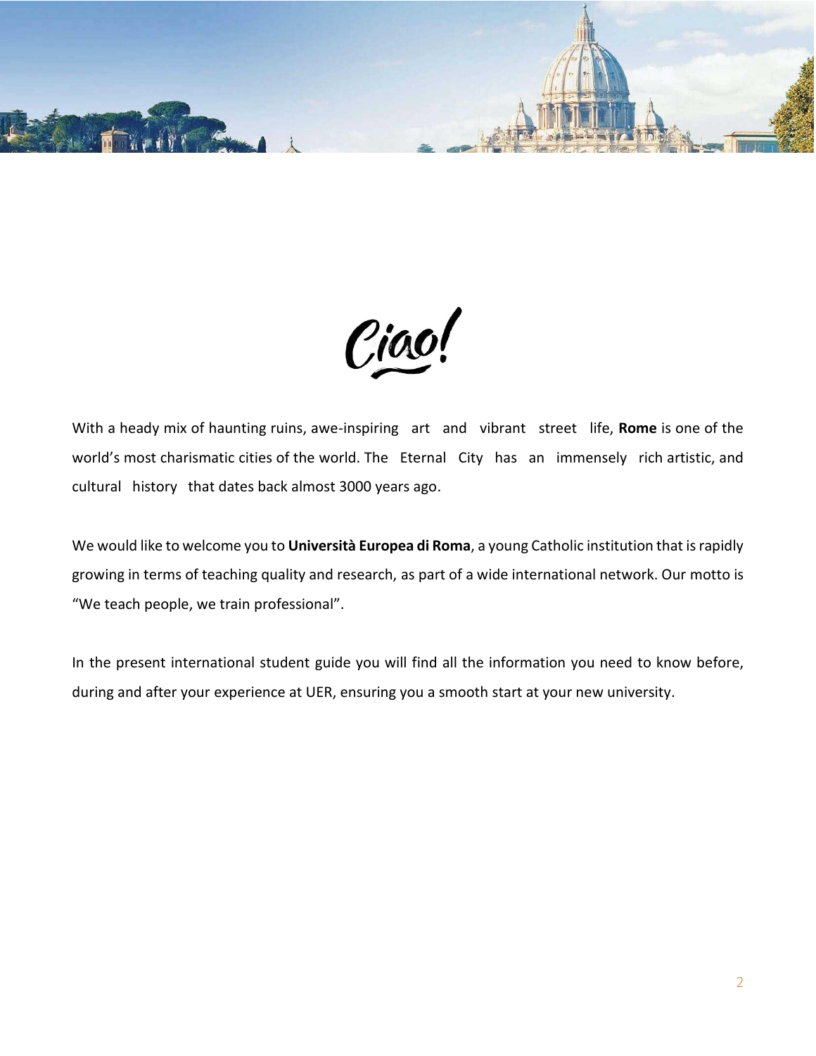# Ciao!

With a heady mix of haunting ruins, awe-inspiring art and vibrant street life, **Rome** is one of the world's most charismatic cities of the world. The Eternal City has an immensely rich artistic, and cultural history that dates back almost 3000 years ago.

We would like to welcome you to **Università Europea di Roma**, a young Catholic institution that is rapidly growing in terms of teaching quality and research, as part of a wide international network. Our motto is "We teach people, we train professional".

In the present international student guide you will find all the information you need to know before, during and after your experience at UER, ensuring you a smooth start at your new university.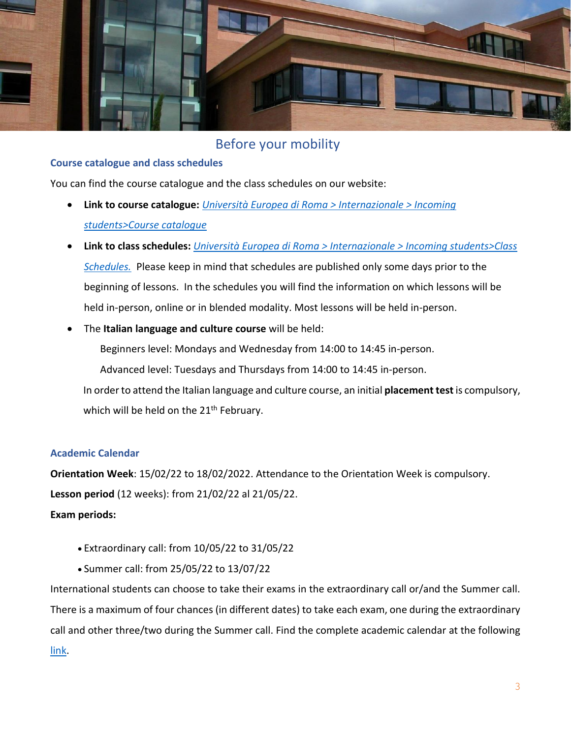# Before your mobility

### Course catalogue and class schedules

You can find the course catalogue and the class schedules on our website:

- **Link to course catalogue:** *Università Europea di Roma > Internazionale > Incoming students>Course catalogue*
- **Link to class schedules:** *Università Europea di Roma > Internazionale > Incoming students>Class Schedules.* Please keep in mind that schedules are published only some days prior to the beginning of lessons. In the schedules you will find the information on which lessons will be held in-person, online or in blended modality. Most lessons will be held in-person.
- The **Italian language and culture course** will be held:

  Beginners level: Mondays and Wednesday from 14:00 to 14:45 in-person.

  Advanced level: Tuesdays and Thursdays from 14:00 to 14:45 in-person.

  In order to attend the Italian language and culture course, an initial **placement test** is compulsory, which will be held on the 21th February.

### Academic Calendar

**Orientation Week**: 15/02/22 to 18/02/2022. Attendance to the Orientation Week is compulsory.

**Lesson period** (12 weeks): from 21/02/22 al 21/05/22.

**Exam periods:**

- Extraordinary call: from 10/05/22 to 31/05/22
- Summer call: from 25/05/22 to 13/07/22

International students can choose to take their exams in the extraordinary call or/and the Summer call. There is a maximum of four chances (in different dates) to take each exam, one during the extraordinary call and other three/two during the Summer call. Find the complete academic calendar at the following link.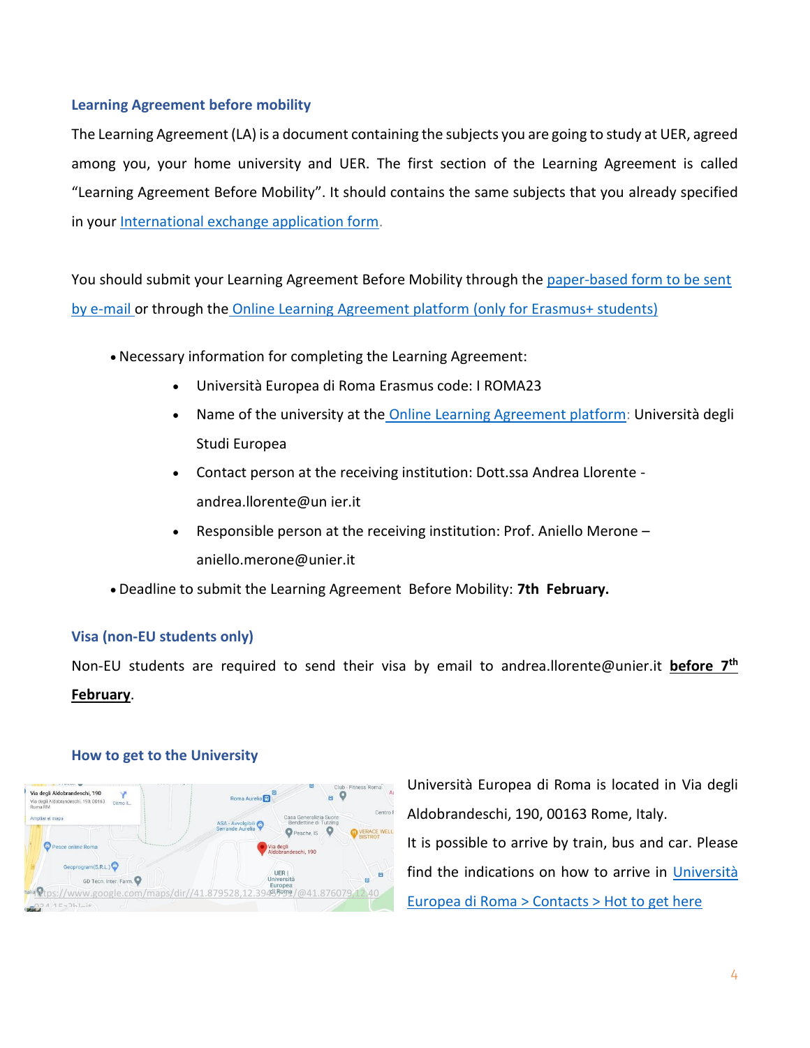### Learning Agreement before mobility

The Learning Agreement (LA) is a document containing the subjects you are going to study at UER, agreed among you, your home university and UER. The first section of the Learning Agreement is called "Learning Agreement Before Mobility". It should contains the same subjects that you already specified in your International exchange application form.

You should submit your Learning Agreement Before Mobility through the paper-based form to be sent by e-mail or through the Online Learning Agreement platform (only for Erasmus+ students)

- Necessary information for completing the Learning Agreement:
  - Università Europea di Roma Erasmus code: I ROMA23
  - Name of the university at the Online Learning Agreement platform: Università degli Studi Europea
  - Contact person at the receiving institution: Dott.ssa Andrea Llorente - andrea.llorente@un ier.it
  - Responsible person at the receiving institution: Prof. Aniello Merone – aniello.merone@unier.it
- Deadline to submit the Learning Agreement Before Mobility: **7th February.**

### Visa (non-EU students only)

Non-EU students are required to send their visa by email to andrea.llorente@unier.it **before 7th February**.

### How to get to the University

Università Europea di Roma is located in Via degli Aldobrandeschi, 190, 00163 Rome, Italy.

It is possible to arrive by train, bus and car. Please find the indications on how to arrive in Università Europea di Roma > Contacts > Hot to get here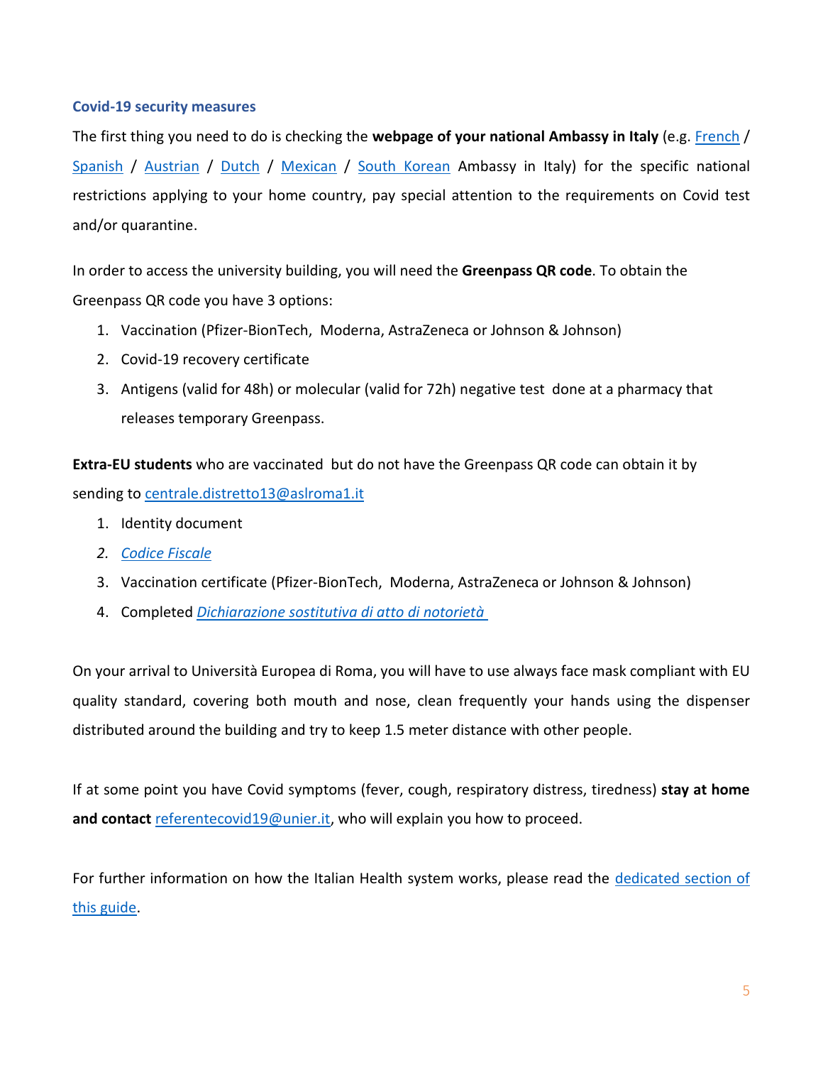### Covid-19 security measures

The first thing you need to do is checking the **webpage of your national Ambassy in Italy** (e.g. French / Spanish / Austrian / Dutch / Mexican / South Korean Ambassy in Italy) for the specific national restrictions applying to your home country, pay special attention to the requirements on Covid test and/or quarantine.

In order to access the university building, you will need the **Greenpass QR code**. To obtain the Greenpass QR code you have 3 options:

1. Vaccination (Pfizer-BionTech, Moderna, AstraZeneca or Johnson & Johnson)
2. Covid-19 recovery certificate
3. Antigens (valid for 48h) or molecular (valid for 72h) negative test done at a pharmacy that releases temporary Greenpass.

**Extra-EU students** who are vaccinated but do not have the Greenpass QR code can obtain it by sending to centrale.distretto13@aslroma1.it

1. Identity document
2. *Codice Fiscale*
3. Vaccination certificate (Pfizer-BionTech, Moderna, AstraZeneca or Johnson & Johnson)
4. Completed *Dichiarazione sostitutiva di atto di notorietà*

On your arrival to Università Europea di Roma, you will have to use always face mask compliant with EU quality standard, covering both mouth and nose, clean frequently your hands using the dispenser distributed around the building and try to keep 1.5 meter distance with other people.

If at some point you have Covid symptoms (fever, cough, respiratory distress, tiredness) **stay at home and contact** referentecovid19@unier.it, who will explain you how to proceed.

For further information on how the Italian Health system works, please read the dedicated section of this guide.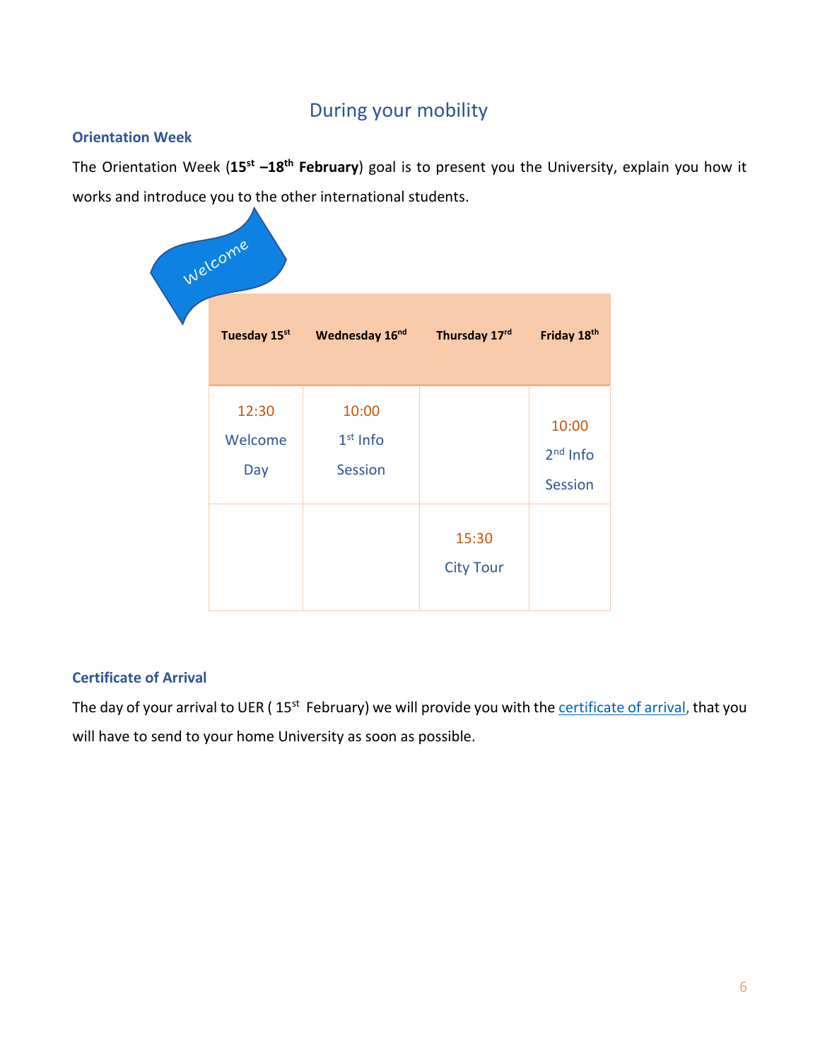# During your mobility

### Orientation Week

The Orientation Week (**15st –18th February**) goal is to present you the University, explain you how it works and introduce you to the other international students.

Welcome

| Tuesday 15st | Wednesday 16nd | Thursday 17rd | Friday 18th |
|---|---|---|---|
| 12:30 Welcome Day | 10:00 1st Info Session | | 10:00 2nd Info Session |
| | | 15:30 City Tour | |

### Certificate of Arrival

The day of your arrival to UER ( 15st February) we will provide you with the certificate of arrival, that you will have to send to your home University as soon as possible.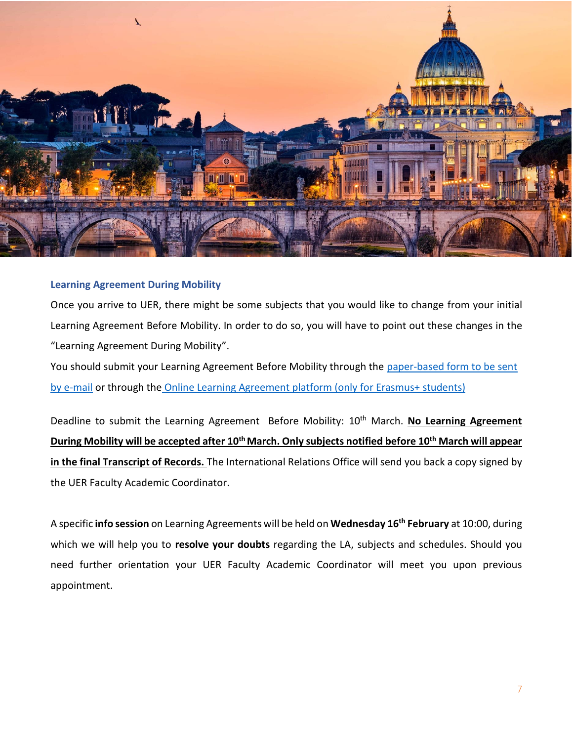### Learning Agreement During Mobility

Once you arrive to UER, there might be some subjects that you would like to change from your initial Learning Agreement Before Mobility. In order to do so, you will have to point out these changes in the "Learning Agreement During Mobility".

You should submit your Learning Agreement Before Mobility through the paper-based form to be sent by e-mail or through the Online Learning Agreement platform (only for Erasmus+ students)

Deadline to submit the Learning Agreement Before Mobility: 10th March. **No Learning Agreement During Mobility will be accepted after 10th March. Only subjects notified before 10th March will appear in the final Transcript of Records.** The International Relations Office will send you back a copy signed by the UER Faculty Academic Coordinator.

A specific **info session** on Learning Agreements will be held on **Wednesday 16th February** at 10:00, during which we will help you to **resolve your doubts** regarding the LA, subjects and schedules. Should you need further orientation your UER Faculty Academic Coordinator will meet you upon previous appointment.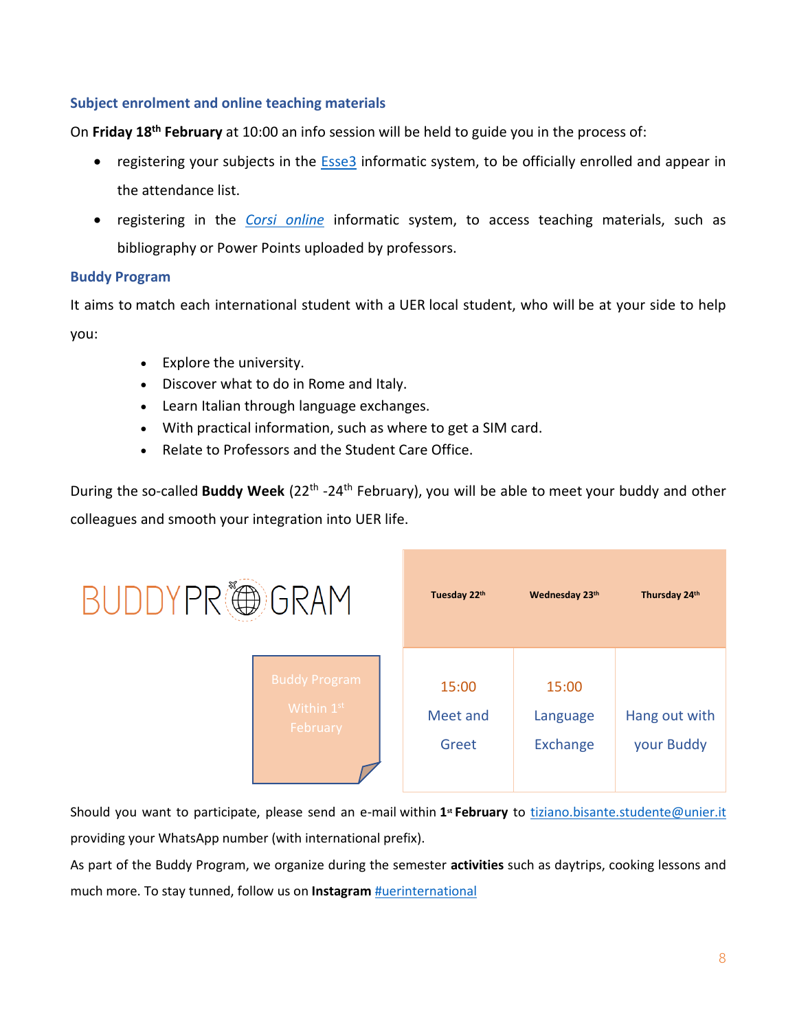### Subject enrolment and online teaching materials

On **Friday 18th February** at 10:00 an info session will be held to guide you in the process of:

- registering your subjects in the Esse3 informatic system, to be officially enrolled and appear in the attendance list.
- registering in the *Corsi online* informatic system, to access teaching materials, such as bibliography or Power Points uploaded by professors.

### Buddy Program

It aims to match each international student with a UER local student, who will be at your side to help you:

- Explore the university.
- Discover what to do in Rome and Italy.
- Learn Italian through language exchanges.
- With practical information, such as where to get a SIM card.
- Relate to Professors and the Student Care Office.

During the so-called **Buddy Week** (22th -24th February), you will be able to meet your buddy and other colleagues and smooth your integration into UER life.

BUDDYPROGRAM

Buddy Program Within 1st February

| Tuesday 22th | Wednesday 23th | Thursday 24th |
|---|---|---|
| 15:00 Meet and Greet | 15:00 Language Exchange | Hang out with your Buddy |

Should you want to participate, please send an e-mail within **1st February** to tiziano.bisante.studente@unier.it providing your WhatsApp number (with international prefix).

As part of the Buddy Program, we organize during the semester **activities** such as daytrips, cooking lessons and much more. To stay tunned, follow us on **Instagram** #uerinternational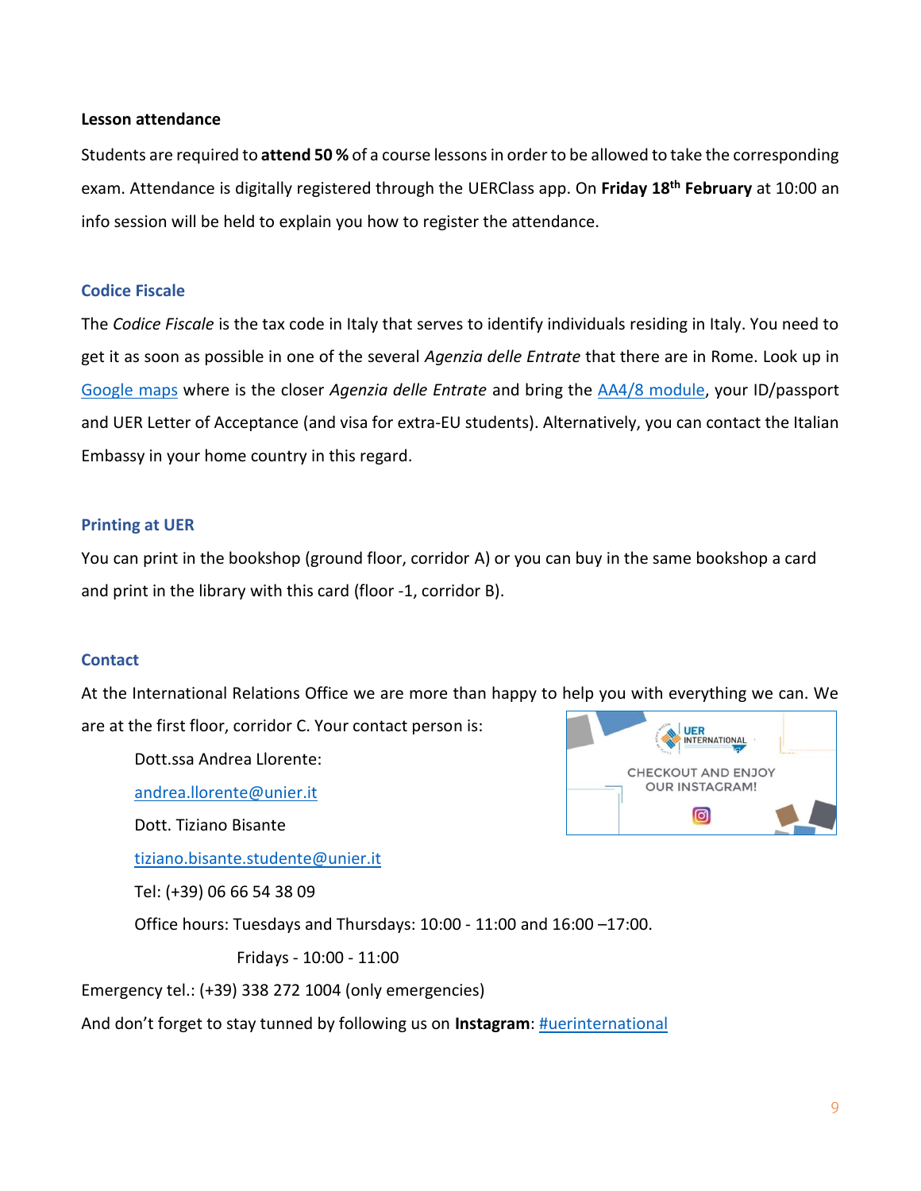**Lesson attendance**

Students are required to **attend 50 %** of a course lessons in order to be allowed to take the corresponding exam. Attendance is digitally registered through the UERClass app. On **Friday 18th February** at 10:00 an info session will be held to explain you how to register the attendance.

## Codice Fiscale

The *Codice Fiscale* is the tax code in Italy that serves to identify individuals residing in Italy. You need to get it as soon as possible in one of the several *Agenzia delle Entrate* that there are in Rome. Look up in Google maps where is the closer *Agenzia delle Entrate* and bring the AA4/8 module, your ID/passport and UER Letter of Acceptance (and visa for extra-EU students). Alternatively, you can contact the Italian Embassy in your home country in this regard.

## Printing at UER

You can print in the bookshop (ground floor, corridor A) or you can buy in the same bookshop a card and print in the library with this card (floor -1, corridor B).

## Contact

At the International Relations Office we are more than happy to help you with everything we can. We are at the first floor, corridor C. Your contact person is:

Dott.ssa Andrea Llorente:

andrea.llorente@unier.it

Dott. Tiziano Bisante

tiziano.bisante.studente@unier.it

Tel: (+39) 06 66 54 38 09

Office hours: Tuesdays and Thursdays: 10:00 - 11:00 and 16:00 –17:00.

Fridays - 10:00 - 11:00

Emergency tel.: (+39) 338 272 1004 (only emergencies)

And don't forget to stay tunned by following us on **Instagram**: #uerinternational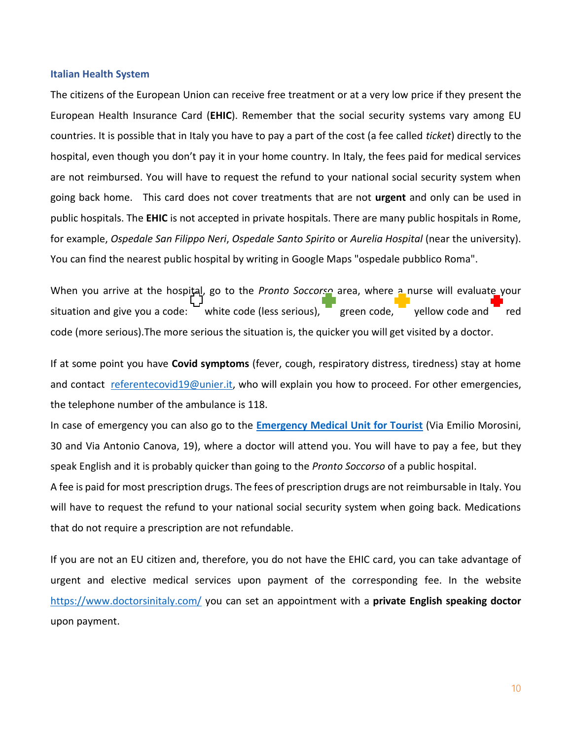## Italian Health System

The citizens of the European Union can receive free treatment or at a very low price if they present the European Health Insurance Card (**EHIC**). Remember that the social security systems vary among EU countries. It is possible that in Italy you have to pay a part of the cost (a fee called *ticket*) directly to the hospital, even though you don't pay it in your home country. In Italy, the fees paid for medical services are not reimbursed. You will have to request the refund to your national social security system when going back home. This card does not cover treatments that are not **urgent** and only can be used in public hospitals. The **EHIC** is not accepted in private hospitals. There are many public hospitals in Rome, for example, *Ospedale San Filippo Neri*, *Ospedale Santo Spirito* or *Aurelia Hospital* (near the university). You can find the nearest public hospital by writing in Google Maps "ospedale pubblico Roma".

When you arrive at the hospital, go to the *Pronto Soccorso* area, where a nurse will evaluate your situation and give you a code: white code (less serious), green code, yellow code and red code (more serious).The more serious the situation is, the quicker you will get visited by a doctor.

If at some point you have **Covid symptoms** (fever, cough, respiratory distress, tiredness) stay at home and contact referentecovid19@unier.it, who will explain you how to proceed. For other emergencies, the telephone number of the ambulance is 118.

In case of emergency you can also go to the **Emergency Medical Unit for Tourist** (Via Emilio Morosini, 30 and Via Antonio Canova, 19), where a doctor will attend you. You will have to pay a fee, but they speak English and it is probably quicker than going to the *Pronto Soccorso* of a public hospital.

A fee is paid for most prescription drugs. The fees of prescription drugs are not reimbursable in Italy. You will have to request the refund to your national social security system when going back. Medications that do not require a prescription are not refundable.

If you are not an EU citizen and, therefore, you do not have the EHIC card, you can take advantage of urgent and elective medical services upon payment of the corresponding fee. In the website https://www.doctorsinitaly.com/ you can set an appointment with a **private English speaking doctor** upon payment.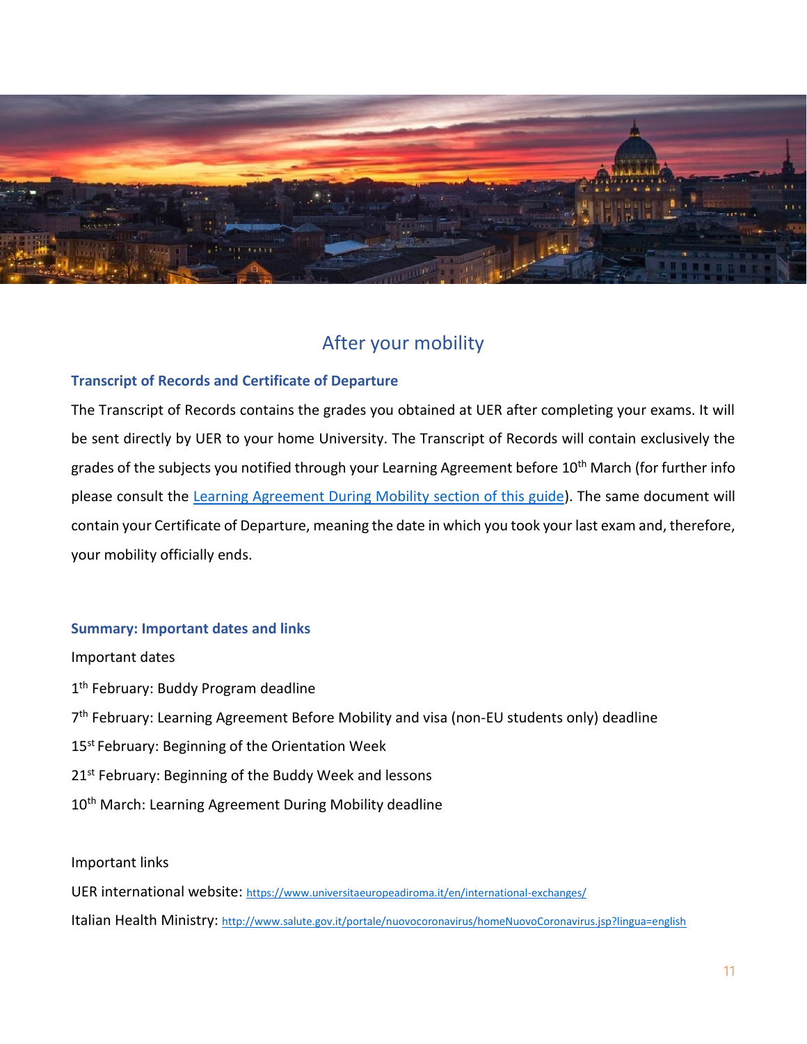## After your mobility

### Transcript of Records and Certificate of Departure

The Transcript of Records contains the grades you obtained at UER after completing your exams. It will be sent directly by UER to your home University. The Transcript of Records will contain exclusively the grades of the subjects you notified through your Learning Agreement before 10th March (for further info please consult the [Learning Agreement During Mobility section of this guide](#)). The same document will contain your Certificate of Departure, meaning the date in which you took your last exam and, therefore, your mobility officially ends.

### Summary: Important dates and links

Important dates

1th February: Buddy Program deadline

7th February: Learning Agreement Before Mobility and visa (non-EU students only) deadline

15st February: Beginning of the Orientation Week

21st February: Beginning of the Buddy Week and lessons

10th March: Learning Agreement During Mobility deadline

Important links

UER international website: https://www.universitaeuropeadiroma.it/en/international-exchanges/

Italian Health Ministry: http://www.salute.gov.it/portale/nuovocoronavirus/homeNuovoCoronavirus.jsp?lingua=english